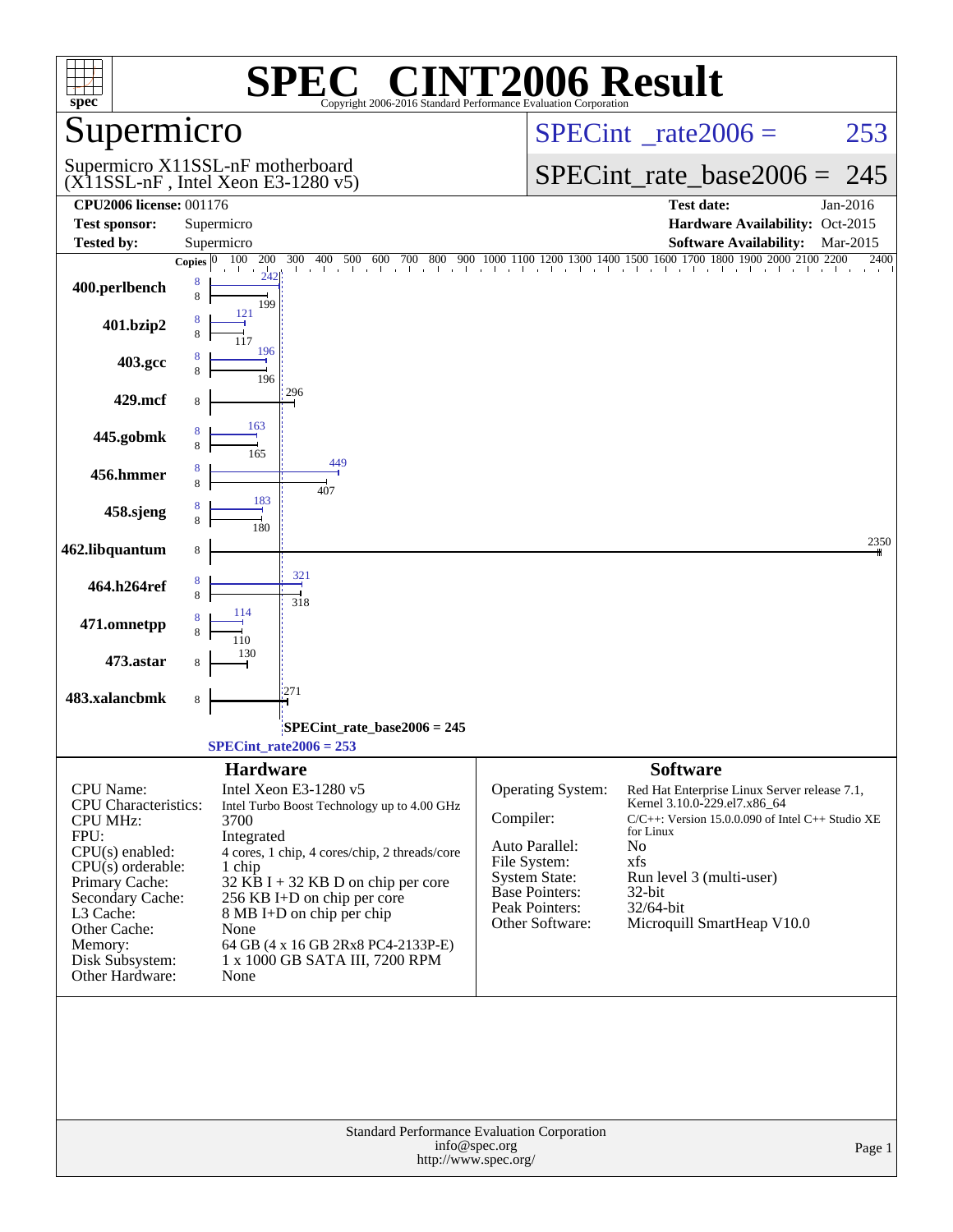# SPEC® CINT2006 Result

Copyright 2006-2016 Standard Performance Evaluation Corporation

## Supermicro

Supermicro X11SSL-nF motherboard
(X11SSL-nF , Intel Xeon E3-1280 v5)

SPECint_rate2006 = 253

SPECint_rate_base2006 = 245

| | | | |
|---|---|---|---|
| **CPU2006 license:** | 001176 | **Test date:** | Jan-2016 |
| **Test sponsor:** | Supermicro | **Hardware Availability:** | Oct-2015 |
| **Tested by:** | Supermicro | **Software Availability:** | Mar-2015 |

| Benchmark | Copies (peak) | Copies (base) | Peak | Base |
|---|---|---|---|---|
| 400.perlbench | 8 | 8 | 242 | 199 |
| 401.bzip2 | 8 | 8 | 121 | 117 |
| 403.gcc | 8 | 8 | 196 | 196 |
| 429.mcf | | 8 | | 296 |
| 445.gobmk | 8 | 8 | 163 | 165 |
| 456.hmmer | 8 | 8 | 449 | 407 |
| 458.sjeng | 8 | 8 | 183 | 180 |
| 462.libquantum | | 8 | | 2350 |
| 464.h264ref | 8 | 8 | 321 | 318 |
| 471.omnetpp | 8 | 8 | 114 | 110 |
| 473.astar | | 8 | | 130 |
| 483.xalancbmk | | 8 | | 271 |

SPECint_rate_base2006 = 245

SPECint_rate2006 = 253

### Hardware

| | |
|---|---|
| CPU Name: | Intel Xeon E3-1280 v5 |
| CPU Characteristics: | Intel Turbo Boost Technology up to 4.00 GHz |
| CPU MHz: | 3700 |
| FPU: | Integrated |
| CPU(s) enabled: | 4 cores, 1 chip, 4 cores/chip, 2 threads/core |
| CPU(s) orderable: | 1 chip |
| Primary Cache: | 32 KB I + 32 KB D on chip per core |
| Secondary Cache: | 256 KB I+D on chip per core |
| L3 Cache: | 8 MB I+D on chip per chip |
| Other Cache: | None |
| Memory: | 64 GB (4 x 16 GB 2Rx8 PC4-2133P-E) |
| Disk Subsystem: | 1 x 1000 GB SATA III, 7200 RPM |
| Other Hardware: | None |

### Software

| | |
|---|---|
| Operating System: | Red Hat Enterprise Linux Server release 7.1, Kernel 3.10.0-229.el7.x86_64 |
| Compiler: | C/C++: Version 15.0.0.090 of Intel C++ Studio XE for Linux |
| Auto Parallel: | No |
| File System: | xfs |
| System State: | Run level 3 (multi-user) |
| Base Pointers: | 32-bit |
| Peak Pointers: | 32/64-bit |
| Other Software: | Microquill SmartHeap V10.0 |

Standard Performance Evaluation Corporation
info@spec.org
http://www.spec.org/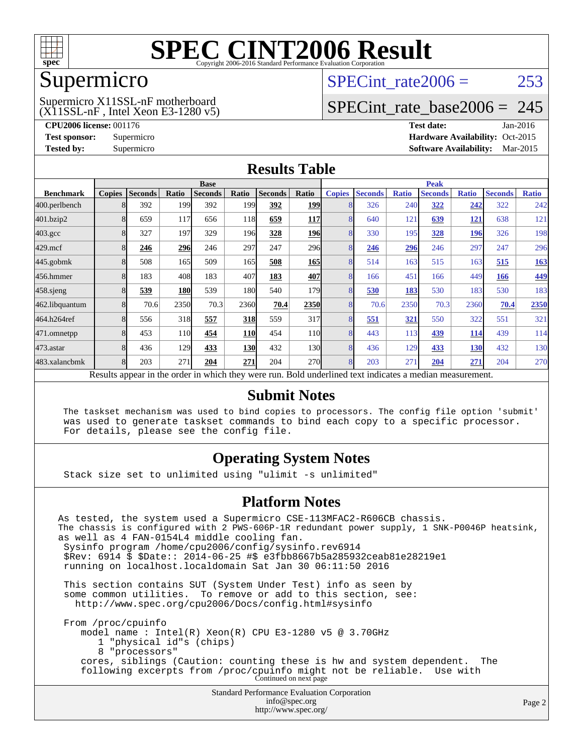# SPEC CINT2006 Result

Copyright 2006-2016 Standard Performance Evaluation Corporation

## Supermicro

Supermicro X11SSL-nF motherboard
(X11SSL-nF , Intel Xeon E3-1280 v5)

SPECint_rate2006 = 253

SPECint_rate_base2006 = 245

**CPU2006 license:** 001176

**Test sponsor:** Supermicro

**Tested by:** Supermicro

**Test date:** Jan-2016

**Hardware Availability:** Oct-2015

**Software Availability:** Mar-2015

## Results Table

| Benchmark | Base | | | | | | | Peak | | | | | | |
|---|---|---|---|---|---|---|---|---|---|---|---|---|---|---|
| | Copies | Seconds | Ratio | Seconds | Ratio | Seconds | Ratio | Copies | Seconds | Ratio | Seconds | Ratio | Seconds | Ratio |
| 400.perlbench | 8 | 392 | 199 | 392 | 199 | **392** | **199** | 8 | 326 | 240 | **322** | **242** | 322 | 242 |
| 401.bzip2 | 8 | 659 | 117 | 656 | 118 | **659** | **117** | 8 | 640 | 121 | **639** | **121** | 638 | 121 |
| 403.gcc | 8 | 327 | 197 | 329 | 196 | **328** | **196** | 8 | 330 | 195 | **328** | **196** | 326 | 198 |
| 429.mcf | 8 | **246** | **296** | 246 | 297 | 247 | 296 | 8 | **246** | **296** | 246 | 297 | 247 | 296 |
| 445.gobmk | 8 | 508 | 165 | 509 | 165 | **508** | **165** | 8 | 514 | 163 | 515 | 163 | **515** | **163** |
| 456.hmmer | 8 | 183 | 408 | 183 | 407 | **183** | **407** | 8 | 166 | 451 | 166 | 449 | **166** | **449** |
| 458.sjeng | 8 | **539** | **180** | 539 | 180 | 540 | 179 | 8 | **530** | **183** | 530 | 183 | 530 | 183 |
| 462.libquantum | 8 | 70.6 | 2350 | 70.3 | 2360 | **70.4** | **2350** | 8 | 70.6 | 2350 | 70.3 | 2360 | **70.4** | **2350** |
| 464.h264ref | 8 | 556 | 318 | **557** | **318** | 559 | 317 | 8 | **551** | **321** | 550 | 322 | 551 | 321 |
| 471.omnetpp | 8 | 453 | 110 | **454** | **110** | 454 | 110 | 8 | 443 | 113 | **439** | **114** | 439 | 114 |
| 473.astar | 8 | 436 | 129 | **433** | **130** | 432 | 130 | 8 | 436 | 129 | **433** | **130** | 432 | 130 |
| 483.xalancbmk | 8 | 203 | 271 | **204** | **271** | 204 | 270 | 8 | 203 | 271 | **204** | **271** | 204 | 270 |

Results appear in the order in which they were run. Bold underlined text indicates a median measurement.

## Submit Notes

```
The taskset mechanism was used to bind copies to processors. The config file option 'submit'
was used to generate taskset commands to bind each copy to a specific processor.
For details, please see the config file.
```

## Operating System Notes

```
Stack size set to unlimited using "ulimit -s unlimited"
```

## Platform Notes

```
As tested, the system used a Supermicro CSE-113MFAC2-R606CB chassis.
The chassis is configured with 2 PWS-606P-1R redundant power supply, 1 SNK-P0046P heatsink,
as well as 4 FAN-0154L4 middle cooling fan.
 Sysinfo program /home/cpu2006/config/sysinfo.rev6914
 $Rev: 6914 $ $Date:: 2014-06-25 #$ e3fbb8667b5a285932ceab81e28219e1
 running on localhost.localdomain Sat Jan 30 06:11:50 2016

 This section contains SUT (System Under Test) info as seen by
 some common utilities.  To remove or add to this section, see:
   http://www.spec.org/cpu2006/Docs/config.html#sysinfo

 From /proc/cpuinfo
    model name : Intel(R) Xeon(R) CPU E3-1280 v5 @ 3.70GHz
       1 "physical id"s (chips)
       8 "processors"
    cores, siblings (Caution: counting these is hw and system dependent.  The
    following excerpts from /proc/cpuinfo might not be reliable.  Use with
```

Continued on next page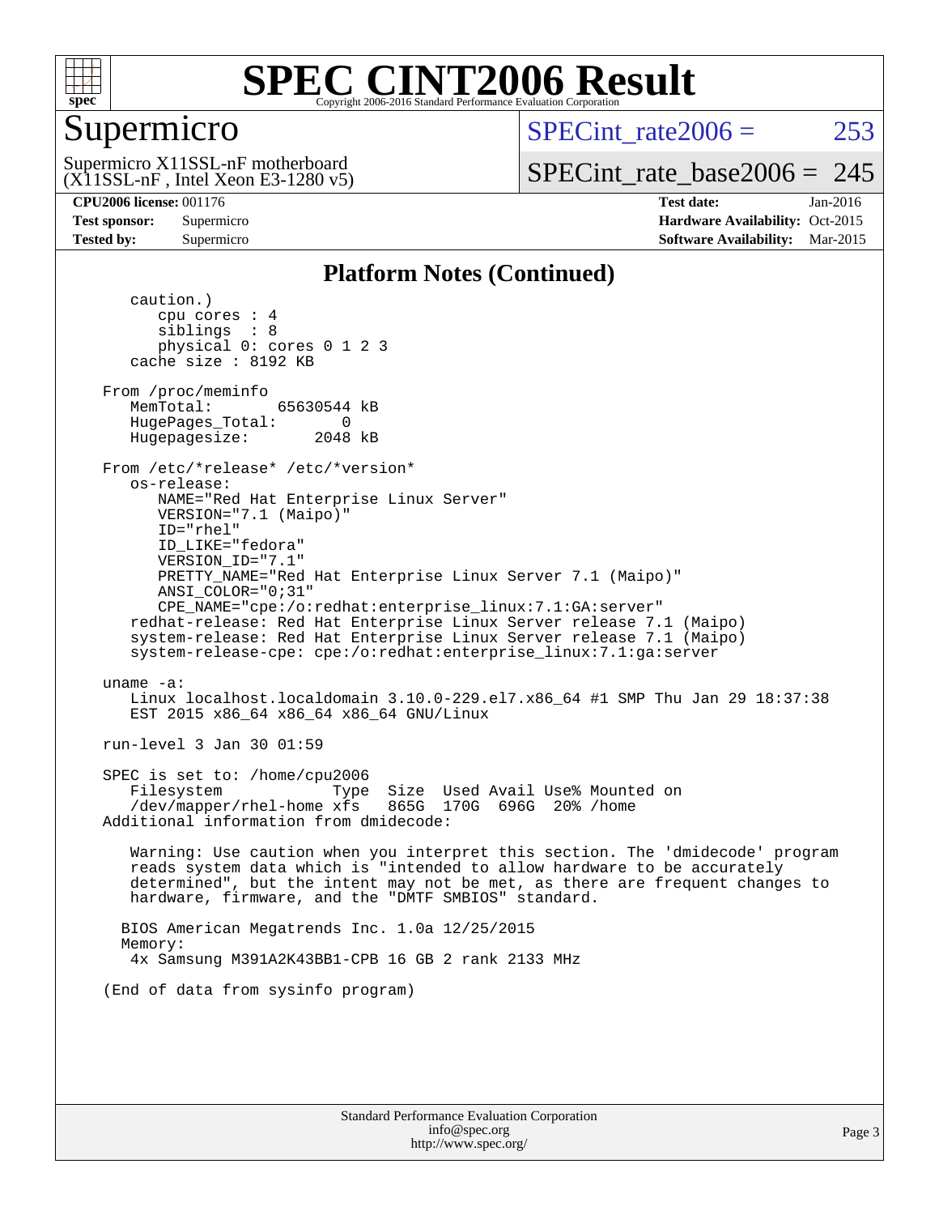# SPEC CINT2006 Result

## Supermicro

Supermicro X11SSL-nF motherboard
(X11SSL-nF , Intel Xeon E3-1280 v5)

SPECint_rate2006 = 253

SPECint_rate_base2006 = 245

**CPU2006 license:** 001176
**Test sponsor:** Supermicro
**Tested by:** Supermicro

**Test date:** Jan-2016
**Hardware Availability:** Oct-2015
**Software Availability:** Mar-2015

### Platform Notes (Continued)

```
      caution.)
         cpu cores : 4
         siblings  : 8
         physical 0: cores 0 1 2 3
      cache size : 8192 KB

   From /proc/meminfo
      MemTotal:       65630544 kB
      HugePages_Total:       0
      Hugepagesize:       2048 kB

   From /etc/*release* /etc/*version*
      os-release:
         NAME="Red Hat Enterprise Linux Server"
         VERSION="7.1 (Maipo)"
         ID="rhel"
         ID_LIKE="fedora"
         VERSION_ID="7.1"
         PRETTY_NAME="Red Hat Enterprise Linux Server 7.1 (Maipo)"
         ANSI_COLOR="0;31"
         CPE_NAME="cpe:/o:redhat:enterprise_linux:7.1:GA:server"
      redhat-release: Red Hat Enterprise Linux Server release 7.1 (Maipo)
      system-release: Red Hat Enterprise Linux Server release 7.1 (Maipo)
      system-release-cpe: cpe:/o:redhat:enterprise_linux:7.1:ga:server

   uname -a:
      Linux localhost.localdomain 3.10.0-229.el7.x86_64 #1 SMP Thu Jan 29 18:37:38
      EST 2015 x86_64 x86_64 x86_64 GNU/Linux

   run-level 3 Jan 30 01:59

   SPEC is set to: /home/cpu2006
      Filesystem             Type  Size  Used Avail Use% Mounted on
      /dev/mapper/rhel-home xfs   865G  170G  696G  20% /home
   Additional information from dmidecode:

      Warning: Use caution when you interpret this section. The 'dmidecode' program
      reads system data which is "intended to allow hardware to be accurately
      determined", but the intent may not be met, as there are frequent changes to
      hardware, firmware, and the "DMTF SMBIOS" standard.

     BIOS American Megatrends Inc. 1.0a 12/25/2015
     Memory:
      4x Samsung M391A2K43BB1-CPB 16 GB 2 rank 2133 MHz

   (End of data from sysinfo program)
```

Standard Performance Evaluation Corporation
info@spec.org
http://www.spec.org/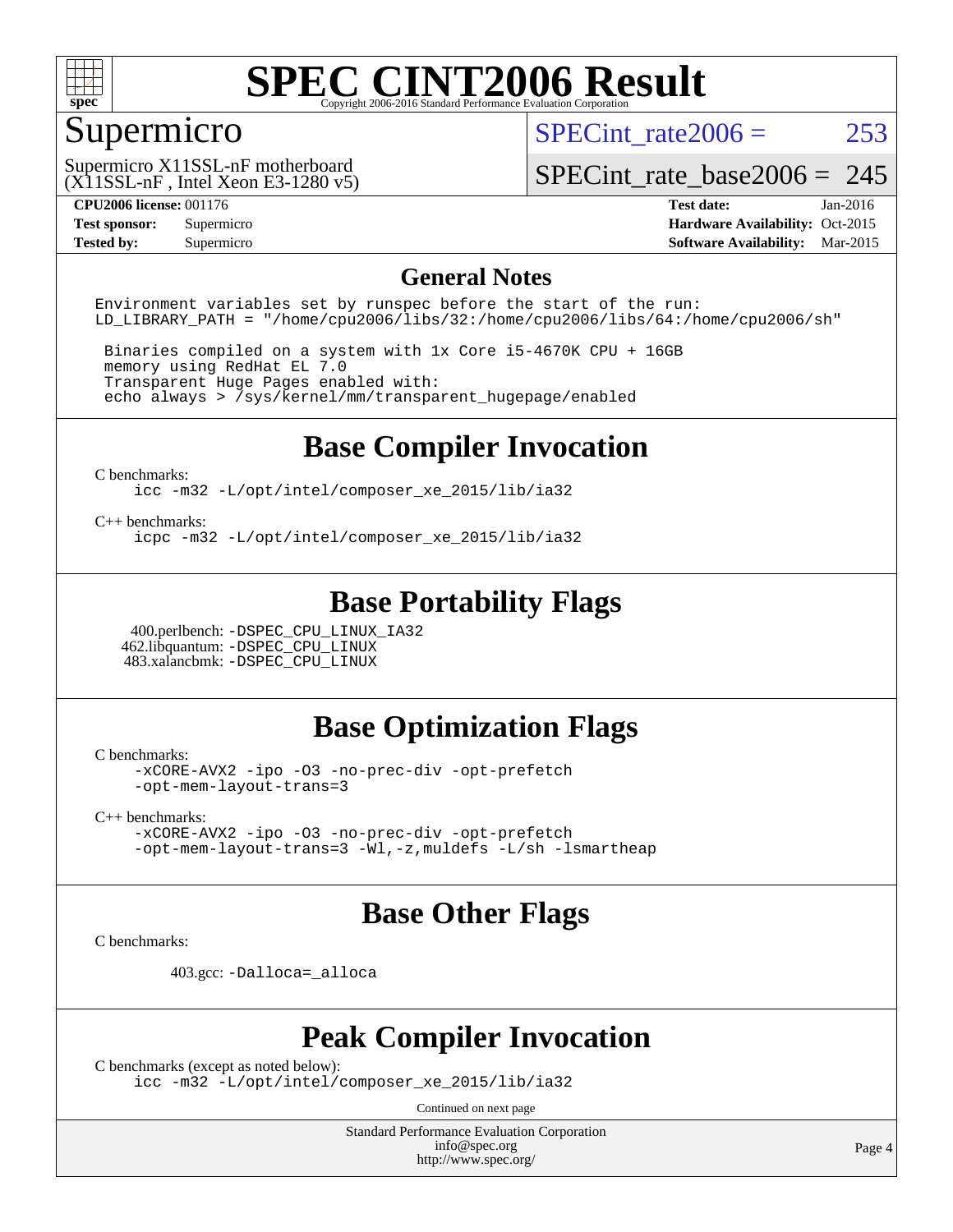# SPEC CINT2006 Result

Copyright 2006-2016 Standard Performance Evaluation Corporation

## Supermicro

Supermicro X11SSL-nF motherboard
(X11SSL-nF , Intel Xeon E3-1280 v5)

SPECint_rate2006 = 253

SPECint_rate_base2006 = 245

**CPU2006 license:** 001176
**Test sponsor:** Supermicro
**Tested by:** Supermicro

**Test date:** Jan-2016
**Hardware Availability:** Oct-2015
**Software Availability:** Mar-2015

## General Notes

```
Environment variables set by runspec before the start of the run:
LD_LIBRARY_PATH = "/home/cpu2006/libs/32:/home/cpu2006/libs/64:/home/cpu2006/sh"

 Binaries compiled on a system with 1x Core i5-4670K CPU + 16GB
 memory using RedHat EL 7.0
 Transparent Huge Pages enabled with:
 echo always > /sys/kernel/mm/transparent_hugepage/enabled
```

## Base Compiler Invocation

C benchmarks:
```
icc -m32 -L/opt/intel/composer_xe_2015/lib/ia32
```

C++ benchmarks:
```
icpc -m32 -L/opt/intel/composer_xe_2015/lib/ia32
```

## Base Portability Flags

400.perlbench: `-DSPEC_CPU_LINUX_IA32`
462.libquantum: `-DSPEC_CPU_LINUX`
483.xalancbmk: `-DSPEC_CPU_LINUX`

## Base Optimization Flags

C benchmarks:
```
-xCORE-AVX2 -ipo -O3 -no-prec-div -opt-prefetch
-opt-mem-layout-trans=3
```

C++ benchmarks:
```
-xCORE-AVX2 -ipo -O3 -no-prec-div -opt-prefetch
-opt-mem-layout-trans=3 -Wl,-z,muldefs -L/sh -lsmartheap
```

## Base Other Flags

C benchmarks:

403.gcc: `-Dalloca=_alloca`

## Peak Compiler Invocation

C benchmarks (except as noted below):
```
icc -m32 -L/opt/intel/composer_xe_2015/lib/ia32
```

Continued on next page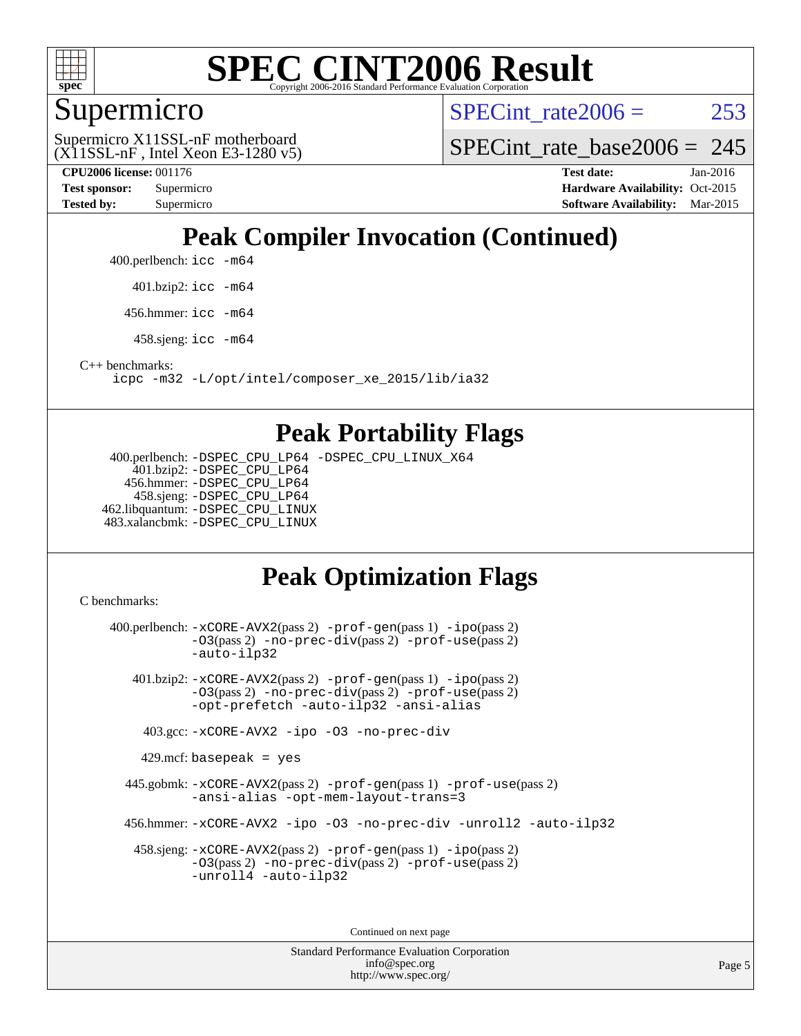# SPEC CINT2006 Result

Copyright 2006-2016 Standard Performance Evaluation Corporation

## Supermicro

Supermicro X11SSL-nF motherboard
(X11SSL-nF , Intel Xeon E3-1280 v5)

SPECint_rate2006 = 253

SPECint_rate_base2006 = 245

**CPU2006 license:** 001176
**Test sponsor:** Supermicro
**Tested by:** Supermicro

**Test date:** Jan-2016
**Hardware Availability:** Oct-2015
**Software Availability:** Mar-2015

## Peak Compiler Invocation (Continued)

400.perlbench: `icc -m64`

401.bzip2: `icc -m64`

456.hmmer: `icc -m64`

458.sjeng: `icc -m64`

C++ benchmarks:
`icpc -m32 -L/opt/intel/composer_xe_2015/lib/ia32`

## Peak Portability Flags

400.perlbench: `-DSPEC_CPU_LP64 -DSPEC_CPU_LINUX_X64`
401.bzip2: `-DSPEC_CPU_LP64`
456.hmmer: `-DSPEC_CPU_LP64`
458.sjeng: `-DSPEC_CPU_LP64`
462.libquantum: `-DSPEC_CPU_LINUX`
483.xalancbmk: `-DSPEC_CPU_LINUX`

## Peak Optimization Flags

C benchmarks:

400.perlbench: `-xCORE-AVX2`(pass 2) `-prof-gen`(pass 1) `-ipo`(pass 2) `-O3`(pass 2) `-no-prec-div`(pass 2) `-prof-use`(pass 2) `-auto-ilp32`

401.bzip2: `-xCORE-AVX2`(pass 2) `-prof-gen`(pass 1) `-ipo`(pass 2) `-O3`(pass 2) `-no-prec-div`(pass 2) `-prof-use`(pass 2) `-opt-prefetch -auto-ilp32 -ansi-alias`

403.gcc: `-xCORE-AVX2 -ipo -O3 -no-prec-div`

429.mcf: `basepeak = yes`

445.gobmk: `-xCORE-AVX2`(pass 2) `-prof-gen`(pass 1) `-prof-use`(pass 2) `-ansi-alias -opt-mem-layout-trans=3`

456.hmmer: `-xCORE-AVX2 -ipo -O3 -no-prec-div -unroll2 -auto-ilp32`

458.sjeng: `-xCORE-AVX2`(pass 2) `-prof-gen`(pass 1) `-ipo`(pass 2) `-O3`(pass 2) `-no-prec-div`(pass 2) `-prof-use`(pass 2) `-unroll4 -auto-ilp32`

Continued on next page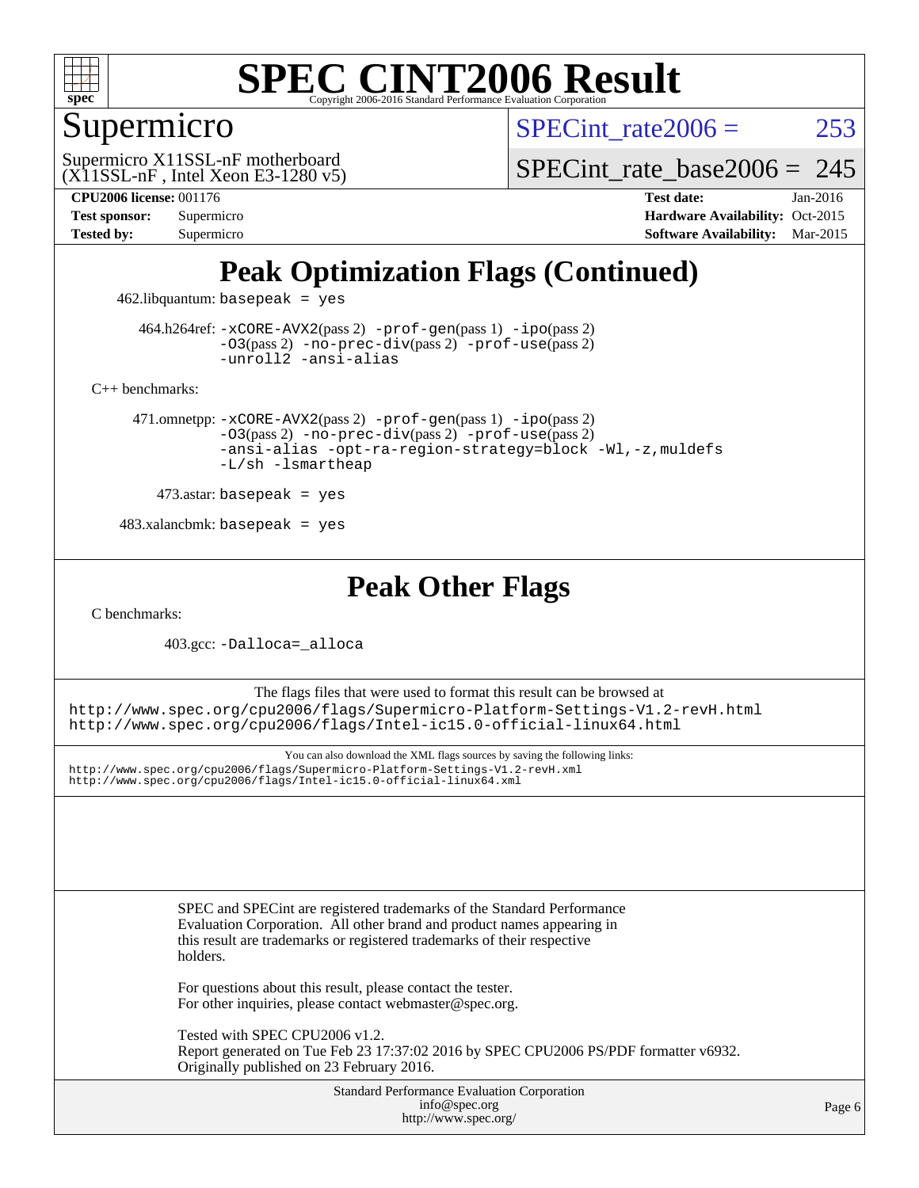# SPEC CINT2006 Result

Copyright 2006-2016 Standard Performance Evaluation Corporation

## Supermicro

Supermicro X11SSL-nF motherboard
(X11SSL-nF , Intel Xeon E3-1280 v5)

SPECint_rate2006 = 253

SPECint_rate_base2006 = 245

**CPU2006 license:** 001176
**Test sponsor:** Supermicro
**Tested by:** Supermicro

**Test date:** Jan-2016
**Hardware Availability:** Oct-2015
**Software Availability:** Mar-2015

## Peak Optimization Flags (Continued)

462.libquantum: basepeak = yes

464.h264ref: -xCORE-AVX2(pass 2) -prof-gen(pass 1) -ipo(pass 2) -O3(pass 2) -no-prec-div(pass 2) -prof-use(pass 2) -unroll2 -ansi-alias

C++ benchmarks:

471.omnetpp: -xCORE-AVX2(pass 2) -prof-gen(pass 1) -ipo(pass 2) -O3(pass 2) -no-prec-div(pass 2) -prof-use(pass 2) -ansi-alias -opt-ra-region-strategy=block -Wl,-z,muldefs -L/sh -lsmartheap

473.astar: basepeak = yes

483.xalancbmk: basepeak = yes

## Peak Other Flags

C benchmarks:

403.gcc: -Dalloca=_alloca

The flags files that were used to format this result can be browsed at
http://www.spec.org/cpu2006/flags/Supermicro-Platform-Settings-V1.2-revH.html
http://www.spec.org/cpu2006/flags/Intel-ic15.0-official-linux64.html

You can also download the XML flags sources by saving the following links:
http://www.spec.org/cpu2006/flags/Supermicro-Platform-Settings-V1.2-revH.xml
http://www.spec.org/cpu2006/flags/Intel-ic15.0-official-linux64.xml

SPEC and SPECint are registered trademarks of the Standard Performance Evaluation Corporation. All other brand and product names appearing in this result are trademarks or registered trademarks of their respective holders.

For questions about this result, please contact the tester.
For other inquiries, please contact webmaster@spec.org.

Tested with SPEC CPU2006 v1.2.
Report generated on Tue Feb 23 17:37:02 2016 by SPEC CPU2006 PS/PDF formatter v6932.
Originally published on 23 February 2016.

Standard Performance Evaluation Corporation
info@spec.org
http://www.spec.org/